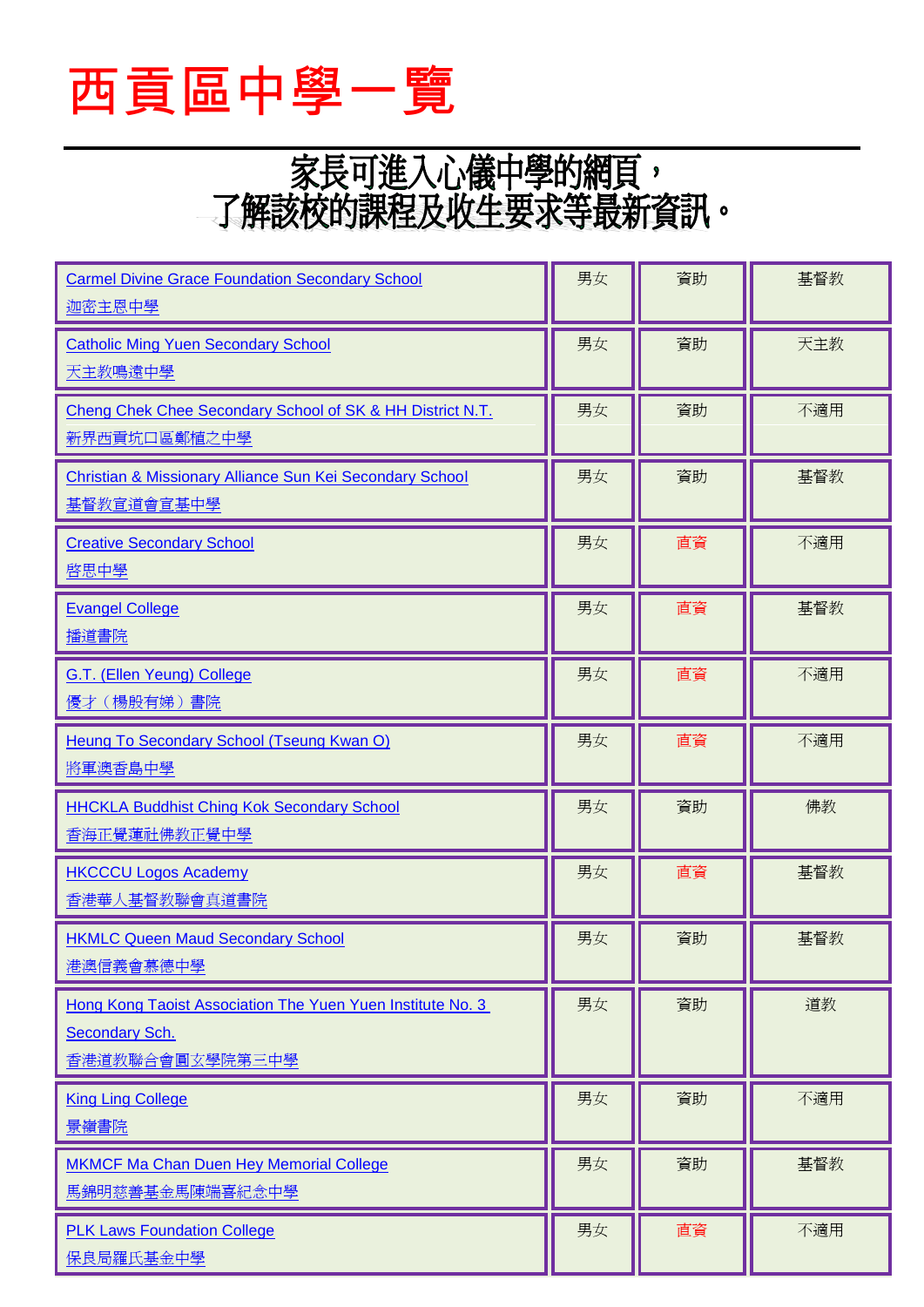# 西貢區中學一覽

家長可進入心儀中學的網頁，
了解該校的課程及收生要求等最新資訊。

| 學校 | | | |
|---|---|---|---|
| Carmel Divine Grace Foundation Secondary School<br>迦密主恩中學 | 男女 | 資助 | 基督教 |
| Catholic Ming Yuen Secondary School<br>天主教鳴遠中學 | 男女 | 資助 | 天主教 |
| Cheng Chek Chee Secondary School of SK & HH District N.T.<br>新界西貢坑口區鄭植之中學 | 男女 | 資助 | 不適用 |
| Christian & Missionary Alliance Sun Kei Secondary School<br>基督教宣道會宣基中學 | 男女 | 資助 | 基督教 |
| Creative Secondary School<br>啓思中學 | 男女 | 直資 | 不適用 |
| Evangel College<br>播道書院 | 男女 | 直資 | 基督教 |
| G.T. (Ellen Yeung) College<br>優才（楊殷有娣）書院 | 男女 | 直資 | 不適用 |
| Heung To Secondary School (Tseung Kwan O)<br>將軍澳香島中學 | 男女 | 直資 | 不適用 |
| HHCKLA Buddhist Ching Kok Secondary School<br>香海正覺蓮社佛教正覺中學 | 男女 | 資助 | 佛教 |
| HKCCCU Logos Academy<br>香港華人基督教聯會真道書院 | 男女 | 直資 | 基督教 |
| HKMLC Queen Maud Secondary School<br>港澳信義會慕德中學 | 男女 | 資助 | 基督教 |
| Hong Kong Taoist Association The Yuen Yuen Institute No. 3 Secondary Sch.<br>香港道教聯合會圓玄學院第三中學 | 男女 | 資助 | 道教 |
| King Ling College<br>景嶺書院 | 男女 | 資助 | 不適用 |
| MKMCF Ma Chan Duen Hey Memorial College<br>馬錦明慈善基金馬陳端喜紀念中學 | 男女 | 資助 | 基督教 |
| PLK Laws Foundation College<br>保良局羅氏基金中學 | 男女 | 直資 | 不適用 |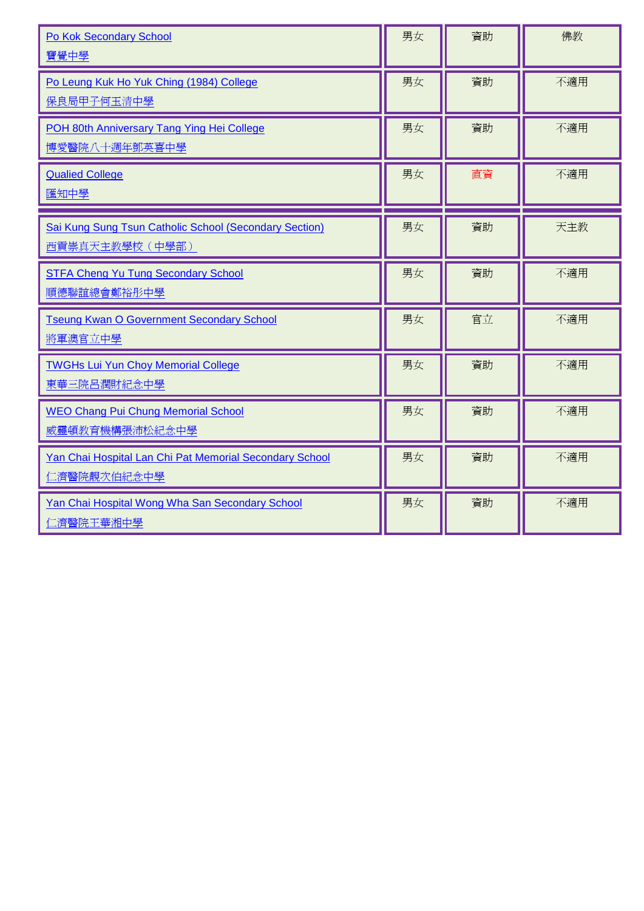| | | | |
|---|---|---|---|
| Po Kok Secondary School<br>寶覺中學 | 男女 | 資助 | 佛教 |
| Po Leung Kuk Ho Yuk Ching (1984) College<br>保良局甲子何玉清中學 | 男女 | 資助 | 不適用 |
| POH 80th Anniversary Tang Ying Hei College<br>博愛醫院八十週年鄧英喜中學 | 男女 | 資助 | 不適用 |
| Qualied College<br>匯知中學 | 男女 | 直資 | 不適用 |
| | | | |
| Sai Kung Sung Tsun Catholic School (Secondary Section)<br>西貢崇真天主教學校（中學部） | 男女 | 資助 | 天主教 |
| STFA Cheng Yu Tung Secondary School<br>順德聯誼總會鄭裕彤中學 | 男女 | 資助 | 不適用 |
| Tseung Kwan O Government Secondary School<br>將軍澳官立中學 | 男女 | 官立 | 不適用 |
| TWGHs Lui Yun Choy Memorial College<br>東華三院呂潤財紀念中學 | 男女 | 資助 | 不適用 |
| WEO Chang Pui Chung Memorial School<br>威靈頓教育機構張沛松紀念中學 | 男女 | 資助 | 不適用 |
| Yan Chai Hospital Lan Chi Pat Memorial Secondary School<br>仁濟醫院靚次伯紀念中學 | 男女 | 資助 | 不適用 |
| Yan Chai Hospital Wong Wha San Secondary School<br>仁濟醫院王華湘中學 | 男女 | 資助 | 不適用 |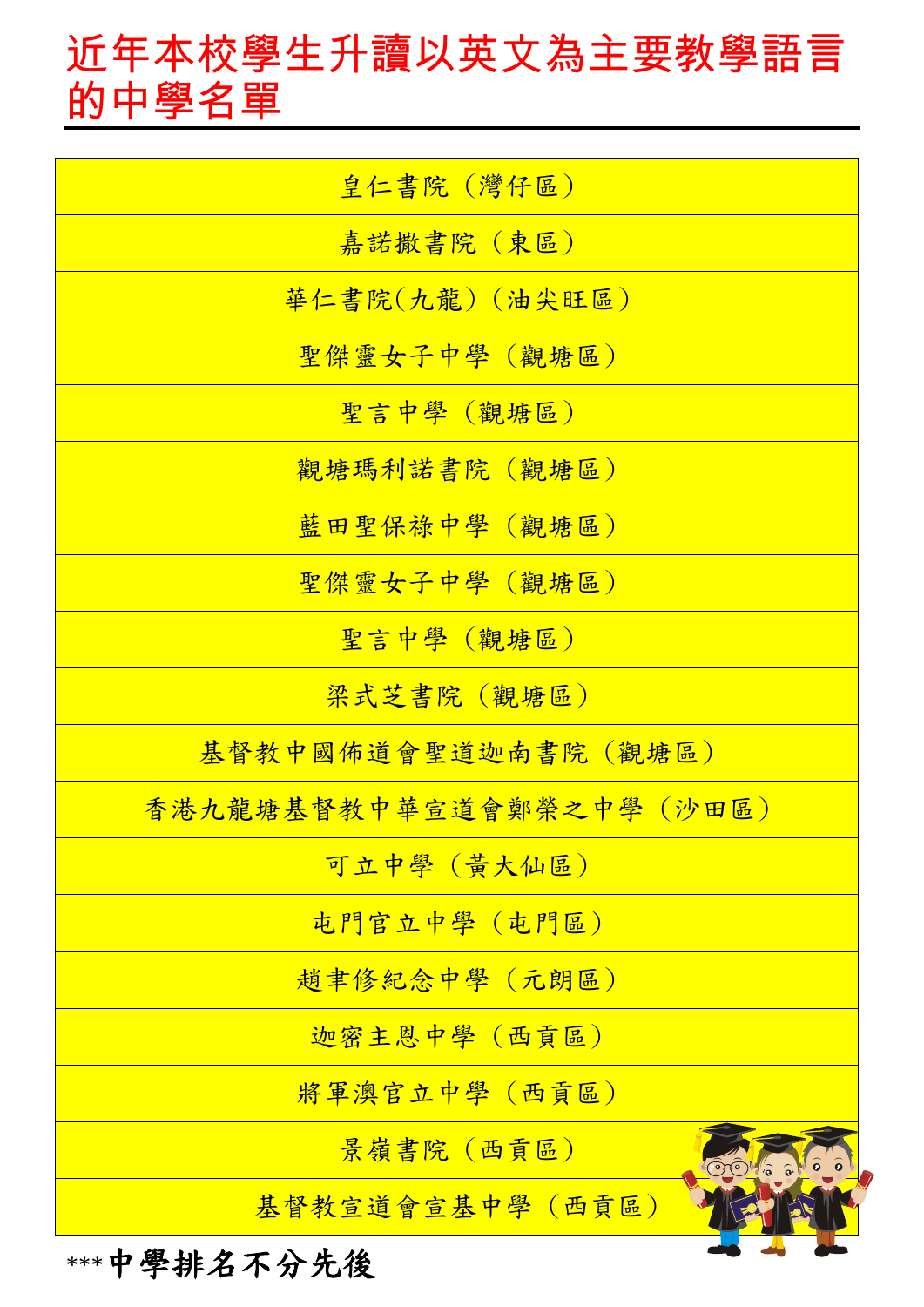# 近年本校學生升讀以英文為主要教學語言的中學名單

| |
|---|
| 皇仁書院（灣仔區） |
| 嘉諾撒書院（東區） |
| 華仁書院(九龍)（油尖旺區） |
| 聖傑靈女子中學（觀塘區） |
| 聖言中學（觀塘區） |
| 觀塘瑪利諾書院（觀塘區） |
| 藍田聖保祿中學（觀塘區） |
| 聖傑靈女子中學（觀塘區） |
| 聖言中學（觀塘區） |
| 梁式芝書院（觀塘區） |
| 基督教中國佈道會聖道迦南書院（觀塘區） |
| 香港九龍塘基督教中華宣道會鄭榮之中學（沙田區） |
| 可立中學（黃大仙區） |
| 屯門官立中學（屯門區） |
| 趙聿修紀念中學（元朗區） |
| 迦密主恩中學（西貢區） |
| 將軍澳官立中學（西貢區） |
| 景嶺書院（西貢區） |
| 基督教宣道會宣基中學（西貢區） |

***中學排名不分先後